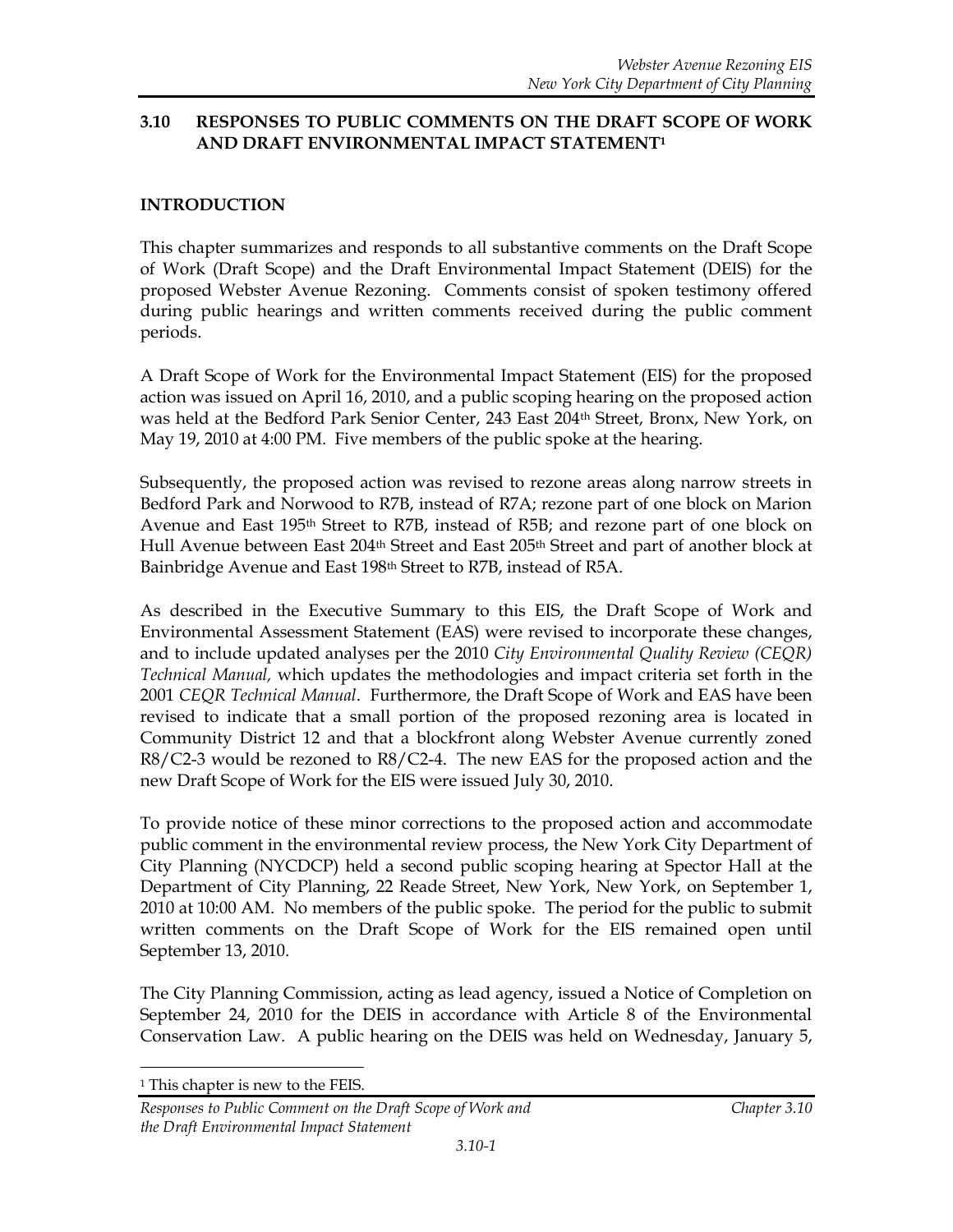## 3.10 RESPONSES TO PUBLIC COMMENTS ON THE DRAFT SCOPE OF WORK AND DRAFT ENVIRONMENTAL IMPACT STATEMENT[1]

### INTRODUCTION

This chapter summarizes and responds to all substantive comments on the Draft Scope of Work (Draft Scope) and the Draft Environmental Impact Statement (DEIS) for the proposed Webster Avenue Rezoning. Comments consist of spoken testimony offered during public hearings and written comments received during the public comment periods.

A Draft Scope of Work for the Environmental Impact Statement (EIS) for the proposed action was issued on April 16, 2010, and a public scoping hearing on the proposed action was held at the Bedford Park Senior Center, 243 East 204th Street, Bronx, New York, on May 19, 2010 at 4:00 PM. Five members of the public spoke at the hearing.

Subsequently, the proposed action was revised to rezone areas along narrow streets in Bedford Park and Norwood to R7B, instead of R7A; rezone part of one block on Marion Avenue and East 195th Street to R7B, instead of R5B; and rezone part of one block on Hull Avenue between East 204th Street and East 205th Street and part of another block at Bainbridge Avenue and East 198th Street to R7B, instead of R5A.

As described in the Executive Summary to this EIS, the Draft Scope of Work and Environmental Assessment Statement (EAS) were revised to incorporate these changes, and to include updated analyses per the 2010 *City Environmental Quality Review (CEQR) Technical Manual,* which updates the methodologies and impact criteria set forth in the 2001 *CEQR Technical Manual*. Furthermore, the Draft Scope of Work and EAS have been revised to indicate that a small portion of the proposed rezoning area is located in Community District 12 and that a blockfront along Webster Avenue currently zoned R8/C2-3 would be rezoned to R8/C2-4. The new EAS for the proposed action and the new Draft Scope of Work for the EIS were issued July 30, 2010.

To provide notice of these minor corrections to the proposed action and accommodate public comment in the environmental review process, the New York City Department of City Planning (NYCDCP) held a second public scoping hearing at Spector Hall at the Department of City Planning, 22 Reade Street, New York, New York, on September 1, 2010 at 10:00 AM. No members of the public spoke. The period for the public to submit written comments on the Draft Scope of Work for the EIS remained open until September 13, 2010.

The City Planning Commission, acting as lead agency, issued a Notice of Completion on September 24, 2010 for the DEIS in accordance with Article 8 of the Environmental Conservation Law. A public hearing on the DEIS was held on Wednesday, January 5,

[1] This chapter is new to the FEIS.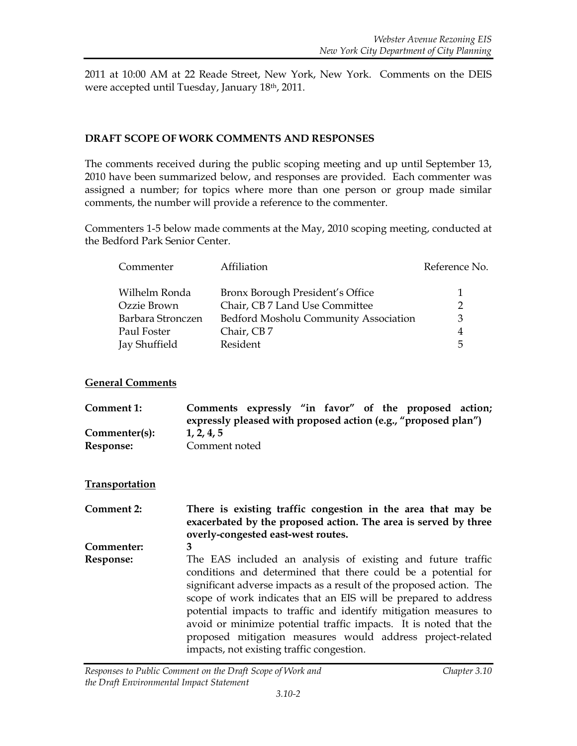2011 at 10:00 AM at 22 Reade Street, New York, New York. Comments on the DEIS were accepted until Tuesday, January 18th, 2011.

## DRAFT SCOPE OF WORK COMMENTS AND RESPONSES

The comments received during the public scoping meeting and up until September 13, 2010 have been summarized below, and responses are provided. Each commenter was assigned a number; for topics where more than one person or group made similar comments, the number will provide a reference to the commenter.

Commenters 1-5 below made comments at the May, 2010 scoping meeting, conducted at the Bedford Park Senior Center.

| Commenter | Affiliation | Reference No. |
|---|---|---|
| Wilhelm Ronda | Bronx Borough President's Office | 1 |
| Ozzie Brown | Chair, CB 7 Land Use Committee | 2 |
| Barbara Stronczen | Bedford Mosholu Community Association | 3 |
| Paul Foster | Chair, CB 7 | 4 |
| Jay Shuffield | Resident | 5 |

### General Comments

**Comment 1:** **Comments expressly "in favor" of the proposed action; expressly pleased with proposed action (e.g., "proposed plan")**

**Commenter(s):** **1, 2, 4, 5**

**Response:** Comment noted

### Transportation

**Comment 2:** **There is existing traffic congestion in the area that may be exacerbated by the proposed action. The area is served by three overly-congested east-west routes.**

**Commenter:** **3**

**Response:** The EAS included an analysis of existing and future traffic conditions and determined that there could be a potential for significant adverse impacts as a result of the proposed action. The scope of work indicates that an EIS will be prepared to address potential impacts to traffic and identify mitigation measures to avoid or minimize potential traffic impacts. It is noted that the proposed mitigation measures would address project-related impacts, not existing traffic congestion.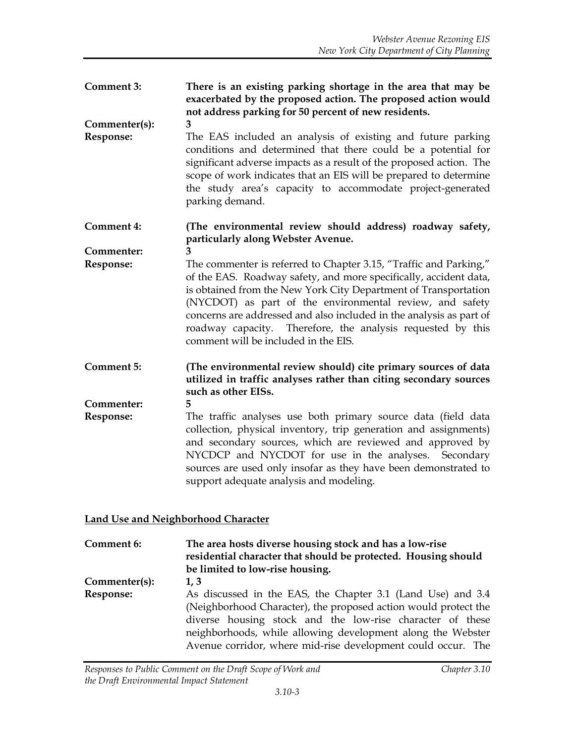**Comment 3:** **There is an existing parking shortage in the area that may be exacerbated by the proposed action. The proposed action would not address parking for 50 percent of new residents.**

**Commenter(s):** 3

**Response:** The EAS included an analysis of existing and future parking conditions and determined that there could be a potential for significant adverse impacts as a result of the proposed action. The scope of work indicates that an EIS will be prepared to determine the study area's capacity to accommodate project-generated parking demand.

**Comment 4:** **(The environmental review should address) roadway safety, particularly along Webster Avenue.**

**Commenter:** 3

**Response:** The commenter is referred to Chapter 3.15, "Traffic and Parking," of the EAS. Roadway safety, and more specifically, accident data, is obtained from the New York City Department of Transportation (NYCDOT) as part of the environmental review, and safety concerns are addressed and also included in the analysis as part of roadway capacity. Therefore, the analysis requested by this comment will be included in the EIS.

**Comment 5:** **(The environmental review should) cite primary sources of data utilized in traffic analyses rather than citing secondary sources such as other EISs.**

**Commenter:** 5

**Response:** The traffic analyses use both primary source data (field data collection, physical inventory, trip generation and assignments) and secondary sources, which are reviewed and approved by NYCDCP and NYCDOT for use in the analyses. Secondary sources are used only insofar as they have been demonstrated to support adequate analysis and modeling.

## Land Use and Neighborhood Character

**Comment 6:** **The area hosts diverse housing stock and has a low-rise residential character that should be protected. Housing should be limited to low-rise housing.**

**Commenter(s):** 1, 3

**Response:** As discussed in the EAS, the Chapter 3.1 (Land Use) and 3.4 (Neighborhood Character), the proposed action would protect the diverse housing stock and the low-rise character of these neighborhoods, while allowing development along the Webster Avenue corridor, where mid-rise development could occur. The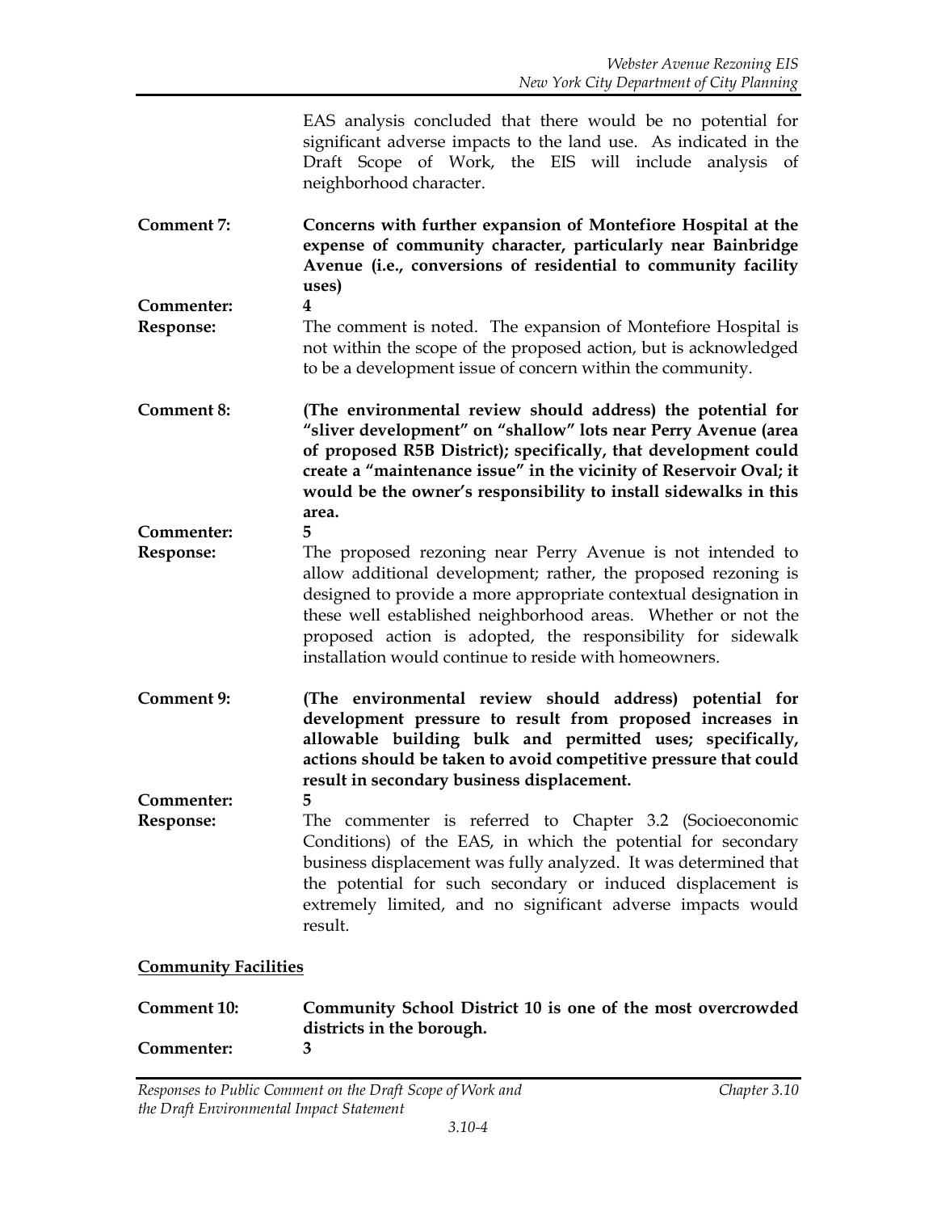EAS analysis concluded that there would be no potential for significant adverse impacts to the land use. As indicated in the Draft Scope of Work, the EIS will include analysis of neighborhood character.

**Comment 7:** **Concerns with further expansion of Montefiore Hospital at the expense of community character, particularly near Bainbridge Avenue (i.e., conversions of residential to community facility uses)**

**Commenter:** **4**

**Response:** The comment is noted. The expansion of Montefiore Hospital is not within the scope of the proposed action, but is acknowledged to be a development issue of concern within the community.

**Comment 8:** **(The environmental review should address) the potential for "sliver development" on "shallow" lots near Perry Avenue (area of proposed R5B District); specifically, that development could create a "maintenance issue" in the vicinity of Reservoir Oval; it would be the owner's responsibility to install sidewalks in this area.**

**Commenter:** **5**

**Response:** The proposed rezoning near Perry Avenue is not intended to allow additional development; rather, the proposed rezoning is designed to provide a more appropriate contextual designation in these well established neighborhood areas. Whether or not the proposed action is adopted, the responsibility for sidewalk installation would continue to reside with homeowners.

**Comment 9:** **(The environmental review should address) potential for development pressure to result from proposed increases in allowable building bulk and permitted uses; specifically, actions should be taken to avoid competitive pressure that could result in secondary business displacement.**

**Commenter:** **5**

**Response:** The commenter is referred to Chapter 3.2 (Socioeconomic Conditions) of the EAS, in which the potential for secondary business displacement was fully analyzed. It was determined that the potential for such secondary or induced displacement is extremely limited, and no significant adverse impacts would result.

## Community Facilities

**Comment 10:** **Community School District 10 is one of the most overcrowded districts in the borough.**

**Commenter:** **3**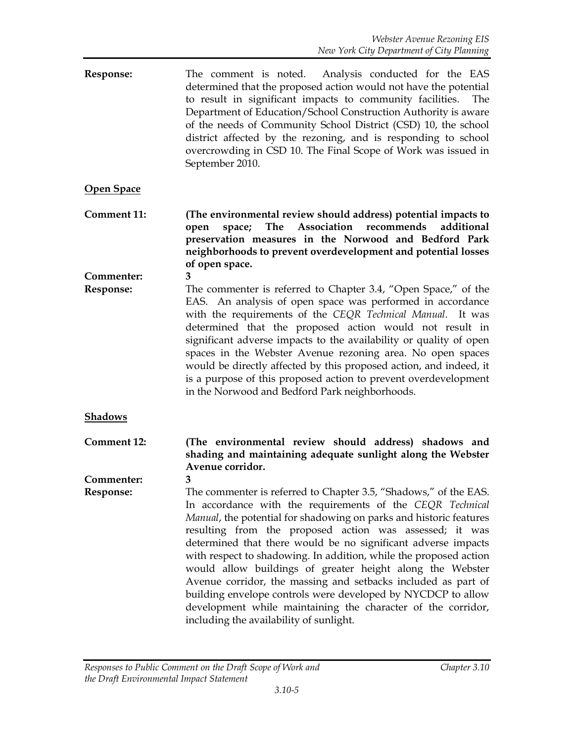**Response:** The comment is noted. Analysis conducted for the EAS determined that the proposed action would not have the potential to result in significant impacts to community facilities. The Department of Education/School Construction Authority is aware of the needs of Community School District (CSD) 10, the school district affected by the rezoning, and is responding to school overcrowding in CSD 10. The Final Scope of Work was issued in September 2010.

## Open Space

**Comment 11:** **(The environmental review should address) potential impacts to open space; The Association recommends additional preservation measures in the Norwood and Bedford Park neighborhoods to prevent overdevelopment and potential losses of open space.**

**Commenter:** **3**

**Response:** The commenter is referred to Chapter 3.4, "Open Space," of the EAS. An analysis of open space was performed in accordance with the requirements of the *CEQR Technical Manual*. It was determined that the proposed action would not result in significant adverse impacts to the availability or quality of open spaces in the Webster Avenue rezoning area. No open spaces would be directly affected by this proposed action, and indeed, it is a purpose of this proposed action to prevent overdevelopment in the Norwood and Bedford Park neighborhoods.

## Shadows

**Comment 12:** **(The environmental review should address) shadows and shading and maintaining adequate sunlight along the Webster Avenue corridor.**

**Commenter:** **3**

**Response:** The commenter is referred to Chapter 3.5, "Shadows," of the EAS. In accordance with the requirements of the *CEQR Technical Manual*, the potential for shadowing on parks and historic features resulting from the proposed action was assessed; it was determined that there would be no significant adverse impacts with respect to shadowing. In addition, while the proposed action would allow buildings of greater height along the Webster Avenue corridor, the massing and setbacks included as part of building envelope controls were developed by NYCDCP to allow development while maintaining the character of the corridor, including the availability of sunlight.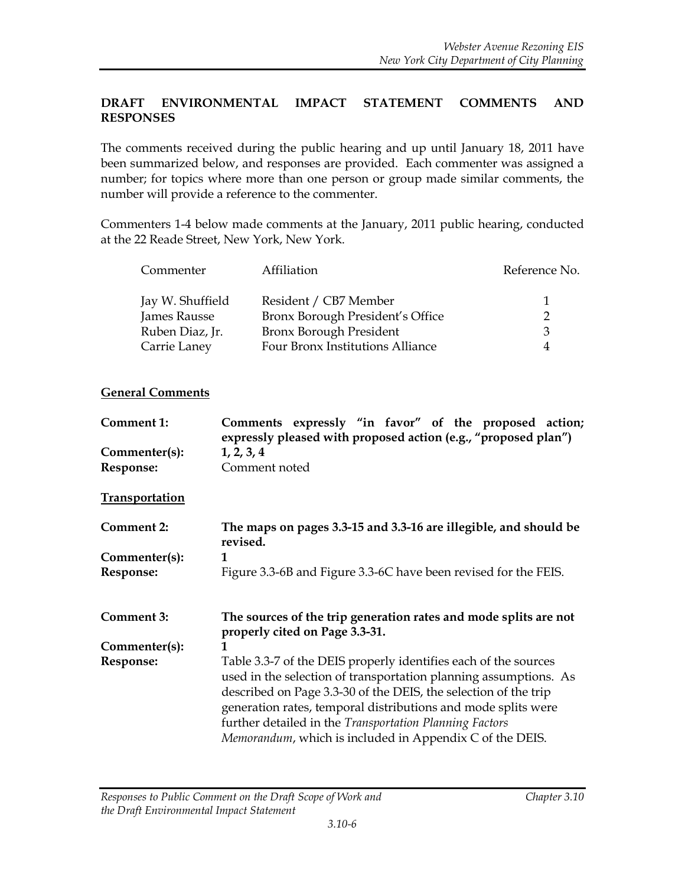## DRAFT ENVIRONMENTAL IMPACT STATEMENT COMMENTS AND RESPONSES

The comments received during the public hearing and up until January 18, 2011 have been summarized below, and responses are provided. Each commenter was assigned a number; for topics where more than one person or group made similar comments, the number will provide a reference to the commenter.

Commenters 1-4 below made comments at the January, 2011 public hearing, conducted at the 22 Reade Street, New York, New York.

| Commenter | Affiliation | Reference No. |
|---|---|---|
| Jay W. Shuffield | Resident / CB7 Member | 1 |
| James Rausse | Bronx Borough President's Office | 2 |
| Ruben Diaz, Jr. | Bronx Borough President | 3 |
| Carrie Laney | Four Bronx Institutions Alliance | 4 |

### General Comments

**Comment 1:** **Comments expressly "in favor" of the proposed action; expressly pleased with proposed action (e.g., "proposed plan")**

**Commenter(s):** **1, 2, 3, 4**

**Response:** Comment noted

### Transportation

**Comment 2:** **The maps on pages 3.3-15 and 3.3-16 are illegible, and should be revised.**

**Commenter(s):** **1**

**Response:** Figure 3.3-6B and Figure 3.3-6C have been revised for the FEIS.

**Comment 3:** **The sources of the trip generation rates and mode splits are not properly cited on Page 3.3-31.**

**Commenter(s):** **1**

**Response:** Table 3.3-7 of the DEIS properly identifies each of the sources used in the selection of transportation planning assumptions. As described on Page 3.3-30 of the DEIS, the selection of the trip generation rates, temporal distributions and mode splits were further detailed in the *Transportation Planning Factors Memorandum*, which is included in Appendix C of the DEIS.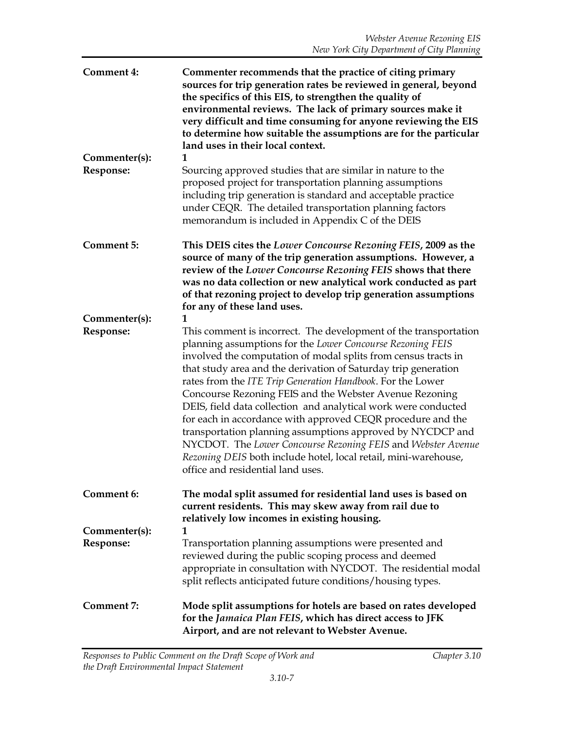**Comment 4:** **Commenter recommends that the practice of citing primary sources for trip generation rates be reviewed in general, beyond the specifics of this EIS, to strengthen the quality of environmental reviews. The lack of primary sources make it very difficult and time consuming for anyone reviewing the EIS to determine how suitable the assumptions are for the particular land uses in their local context.**

**Commenter(s):** 1

**Response:** Sourcing approved studies that are similar in nature to the proposed project for transportation planning assumptions including trip generation is standard and acceptable practice under CEQR. The detailed transportation planning factors memorandum is included in Appendix C of the DEIS

**Comment 5:** **This DEIS cites the *Lower Concourse Rezoning FEIS*, 2009 as the source of many of the trip generation assumptions. However, a review of the *Lower Concourse Rezoning FEIS* shows that there was no data collection or new analytical work conducted as part of that rezoning project to develop trip generation assumptions for any of these land uses.**

**Commenter(s):** 1

**Response:** This comment is incorrect. The development of the transportation planning assumptions for the *Lower Concourse Rezoning FEIS* involved the computation of modal splits from census tracts in that study area and the derivation of Saturday trip generation rates from the *ITE Trip Generation Handbook*. For the Lower Concourse Rezoning FEIS and the Webster Avenue Rezoning DEIS, field data collection and analytical work were conducted for each in accordance with approved CEQR procedure and the transportation planning assumptions approved by NYCDCP and NYCDOT. The *Lower Concourse Rezoning FEIS* and *Webster Avenue Rezoning DEIS* both include hotel, local retail, mini-warehouse, office and residential land uses.

**Comment 6:** **The modal split assumed for residential land uses is based on current residents. This may skew away from rail due to relatively low incomes in existing housing.**

**Commenter(s):** 1

**Response:** Transportation planning assumptions were presented and reviewed during the public scoping process and deemed appropriate in consultation with NYCDOT. The residential modal split reflects anticipated future conditions/housing types.

**Comment 7:** **Mode split assumptions for hotels are based on rates developed for the *Jamaica Plan FEIS*, which has direct access to JFK Airport, and are not relevant to Webster Avenue.**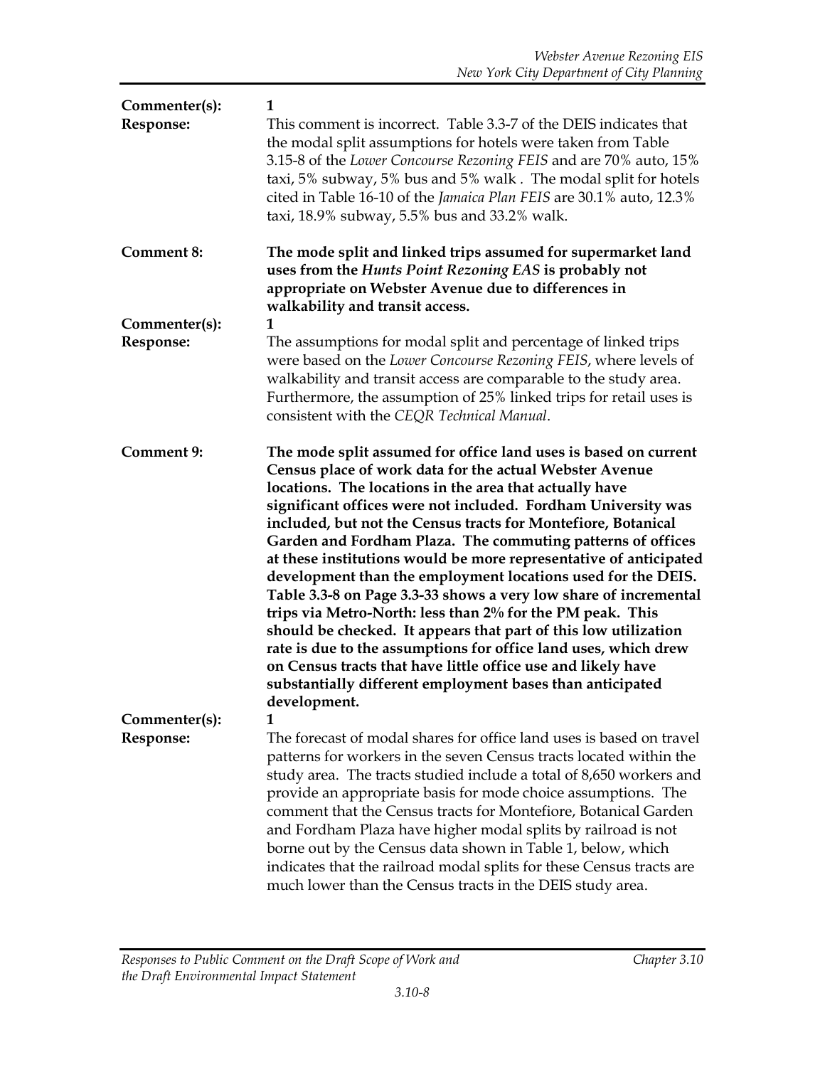**Commenter(s):** 1

**Response:** This comment is incorrect. Table 3.3-7 of the DEIS indicates that the modal split assumptions for hotels were taken from Table 3.15-8 of the *Lower Concourse Rezoning FEIS* and are 70% auto, 15% taxi, 5% subway, 5% bus and 5% walk . The modal split for hotels cited in Table 16-10 of the *Jamaica Plan FEIS* are 30.1% auto, 12.3% taxi, 18.9% subway, 5.5% bus and 33.2% walk.

**Comment 8:** **The mode split and linked trips assumed for supermarket land uses from the *Hunts Point Rezoning EAS* is probably not appropriate on Webster Avenue due to differences in walkability and transit access.**

**Commenter(s):** 1

**Response:** The assumptions for modal split and percentage of linked trips were based on the *Lower Concourse Rezoning FEIS*, where levels of walkability and transit access are comparable to the study area. Furthermore, the assumption of 25% linked trips for retail uses is consistent with the *CEQR Technical Manual*.

**Comment 9:** **The mode split assumed for office land uses is based on current Census place of work data for the actual Webster Avenue locations. The locations in the area that actually have significant offices were not included. Fordham University was included, but not the Census tracts for Montefiore, Botanical Garden and Fordham Plaza. The commuting patterns of offices at these institutions would be more representative of anticipated development than the employment locations used for the DEIS. Table 3.3-8 on Page 3.3-33 shows a very low share of incremental trips via Metro-North: less than 2% for the PM peak. This should be checked. It appears that part of this low utilization rate is due to the assumptions for office land uses, which drew on Census tracts that have little office use and likely have substantially different employment bases than anticipated development.**

**Commenter(s):** 1

**Response:** The forecast of modal shares for office land uses is based on travel patterns for workers in the seven Census tracts located within the study area. The tracts studied include a total of 8,650 workers and provide an appropriate basis for mode choice assumptions. The comment that the Census tracts for Montefiore, Botanical Garden and Fordham Plaza have higher modal splits by railroad is not borne out by the Census data shown in Table 1, below, which indicates that the railroad modal splits for these Census tracts are much lower than the Census tracts in the DEIS study area.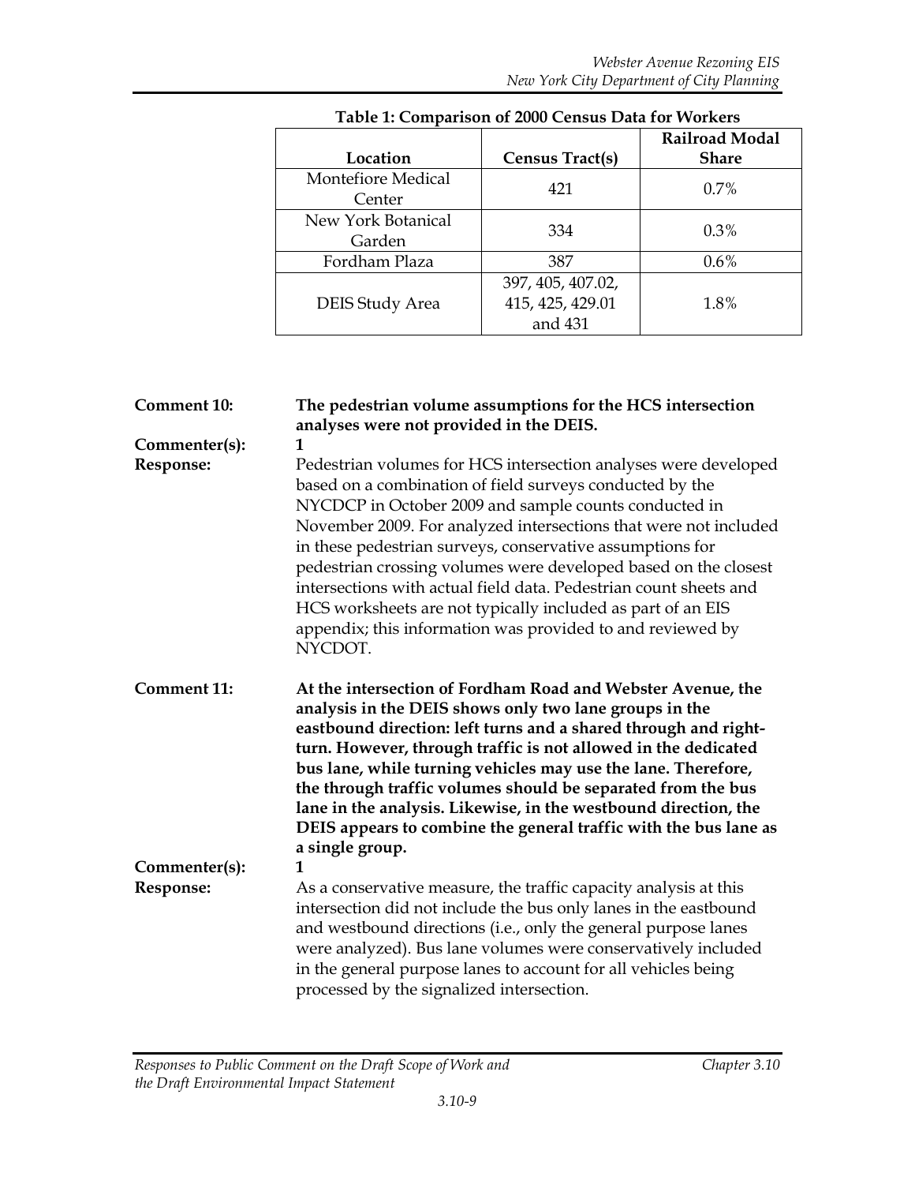**Table 1: Comparison of 2000 Census Data for Workers**

| Location | Census Tract(s) | Railroad Modal Share |
|---|---|---|
| Montefiore Medical Center | 421 | 0.7% |
| New York Botanical Garden | 334 | 0.3% |
| Fordham Plaza | 387 | 0.6% |
| DEIS Study Area | 397, 405, 407.02, 415, 425, 429.01 and 431 | 1.8% |

**Comment 10:** **The pedestrian volume assumptions for the HCS intersection analyses were not provided in the DEIS.**

**Commenter(s):** 1

**Response:** Pedestrian volumes for HCS intersection analyses were developed based on a combination of field surveys conducted by the NYCDCP in October 2009 and sample counts conducted in November 2009. For analyzed intersections that were not included in these pedestrian surveys, conservative assumptions for pedestrian crossing volumes were developed based on the closest intersections with actual field data. Pedestrian count sheets and HCS worksheets are not typically included as part of an EIS appendix; this information was provided to and reviewed by NYCDOT.

**Comment 11:** **At the intersection of Fordham Road and Webster Avenue, the analysis in the DEIS shows only two lane groups in the eastbound direction: left turns and a shared through and right-turn. However, through traffic is not allowed in the dedicated bus lane, while turning vehicles may use the lane. Therefore, the through traffic volumes should be separated from the bus lane in the analysis. Likewise, in the westbound direction, the DEIS appears to combine the general traffic with the bus lane as a single group.**

**Commenter(s):** 1

**Response:** As a conservative measure, the traffic capacity analysis at this intersection did not include the bus only lanes in the eastbound and westbound directions (i.e., only the general purpose lanes were analyzed). Bus lane volumes were conservatively included in the general purpose lanes to account for all vehicles being processed by the signalized intersection.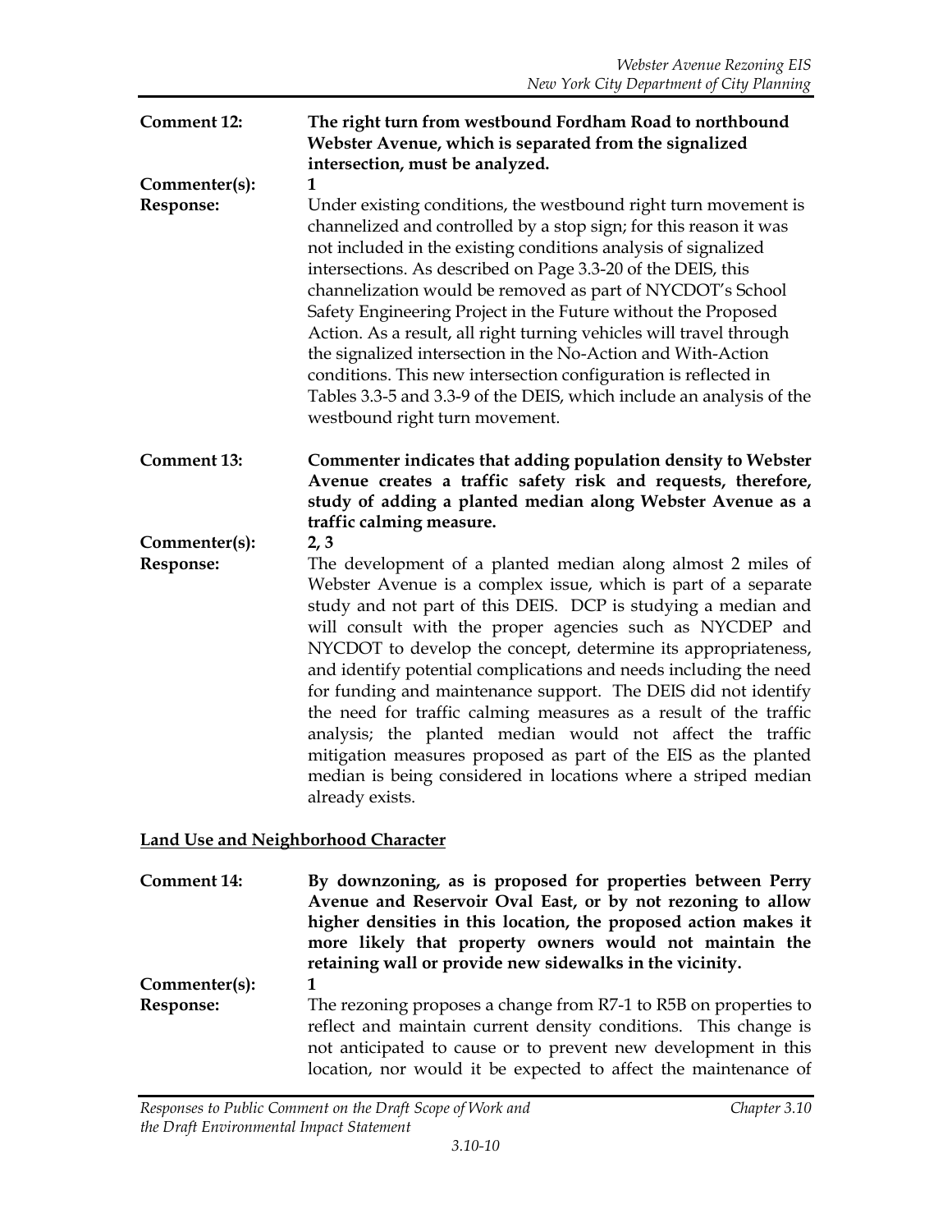**Comment 12:** **The right turn from westbound Fordham Road to northbound Webster Avenue, which is separated from the signalized intersection, must be analyzed.**

**Commenter(s):** 1

**Response:** Under existing conditions, the westbound right turn movement is channelized and controlled by a stop sign; for this reason it was not included in the existing conditions analysis of signalized intersections. As described on Page 3.3-20 of the DEIS, this channelization would be removed as part of NYCDOT's School Safety Engineering Project in the Future without the Proposed Action. As a result, all right turning vehicles will travel through the signalized intersection in the No-Action and With-Action conditions. This new intersection configuration is reflected in Tables 3.3-5 and 3.3-9 of the DEIS, which include an analysis of the westbound right turn movement.

**Comment 13:** **Commenter indicates that adding population density to Webster Avenue creates a traffic safety risk and requests, therefore, study of adding a planted median along Webster Avenue as a traffic calming measure.**

**Commenter(s):** 2, 3

**Response:** The development of a planted median along almost 2 miles of Webster Avenue is a complex issue, which is part of a separate study and not part of this DEIS. DCP is studying a median and will consult with the proper agencies such as NYCDEP and NYCDOT to develop the concept, determine its appropriateness, and identify potential complications and needs including the need for funding and maintenance support. The DEIS did not identify the need for traffic calming measures as a result of the traffic analysis; the planted median would not affect the traffic mitigation measures proposed as part of the EIS as the planted median is being considered in locations where a striped median already exists.

**Land Use and Neighborhood Character**

**Comment 14:** **By downzoning, as is proposed for properties between Perry Avenue and Reservoir Oval East, or by not rezoning to allow higher densities in this location, the proposed action makes it more likely that property owners would not maintain the retaining wall or provide new sidewalks in the vicinity.**

**Commenter(s):** 1

**Response:** The rezoning proposes a change from R7-1 to R5B on properties to reflect and maintain current density conditions. This change is not anticipated to cause or to prevent new development in this location, nor would it be expected to affect the maintenance of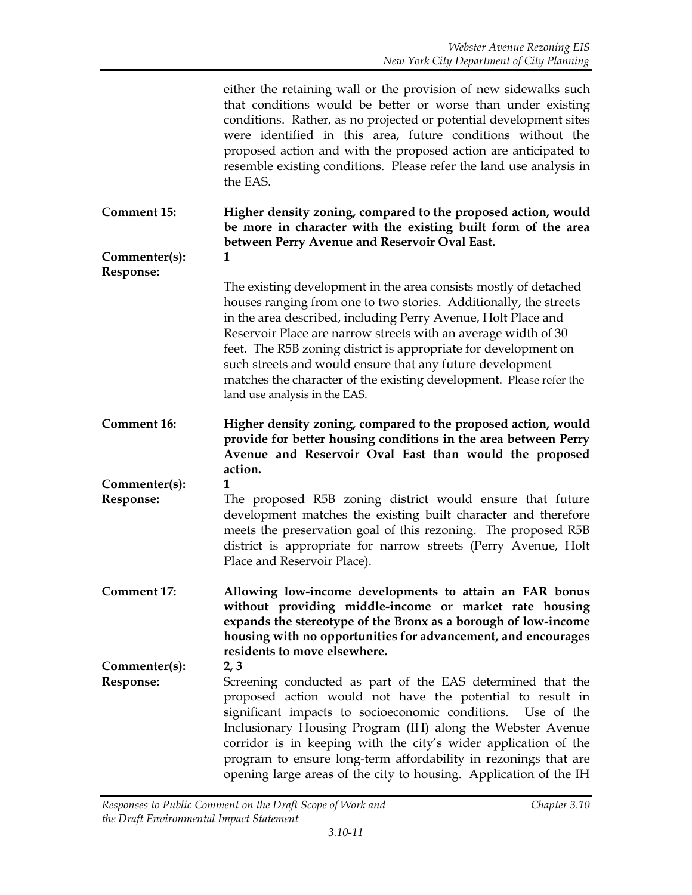either the retaining wall or the provision of new sidewalks such that conditions would be better or worse than under existing conditions. Rather, as no projected or potential development sites were identified in this area, future conditions without the proposed action and with the proposed action are anticipated to resemble existing conditions. Please refer the land use analysis in the EAS.

**Comment 15:** **Higher density zoning, compared to the proposed action, would be more in character with the existing built form of the area between Perry Avenue and Reservoir Oval East.**

**Commenter(s):** 1

**Response:**

The existing development in the area consists mostly of detached houses ranging from one to two stories. Additionally, the streets in the area described, including Perry Avenue, Holt Place and Reservoir Place are narrow streets with an average width of 30 feet. The R5B zoning district is appropriate for development on such streets and would ensure that any future development matches the character of the existing development. Please refer the land use analysis in the EAS.

**Comment 16:** **Higher density zoning, compared to the proposed action, would provide for better housing conditions in the area between Perry Avenue and Reservoir Oval East than would the proposed action.**

**Commenter(s):** 1

**Response:** The proposed R5B zoning district would ensure that future development matches the existing built character and therefore meets the preservation goal of this rezoning. The proposed R5B district is appropriate for narrow streets (Perry Avenue, Holt Place and Reservoir Place).

**Comment 17:** **Allowing low-income developments to attain an FAR bonus without providing middle-income or market rate housing expands the stereotype of the Bronx as a borough of low-income housing with no opportunities for advancement, and encourages residents to move elsewhere.**

**Commenter(s):** 2, 3

**Response:** Screening conducted as part of the EAS determined that the proposed action would not have the potential to result in significant impacts to socioeconomic conditions. Use of the Inclusionary Housing Program (IH) along the Webster Avenue corridor is in keeping with the city's wider application of the program to ensure long-term affordability in rezonings that are opening large areas of the city to housing. Application of the IH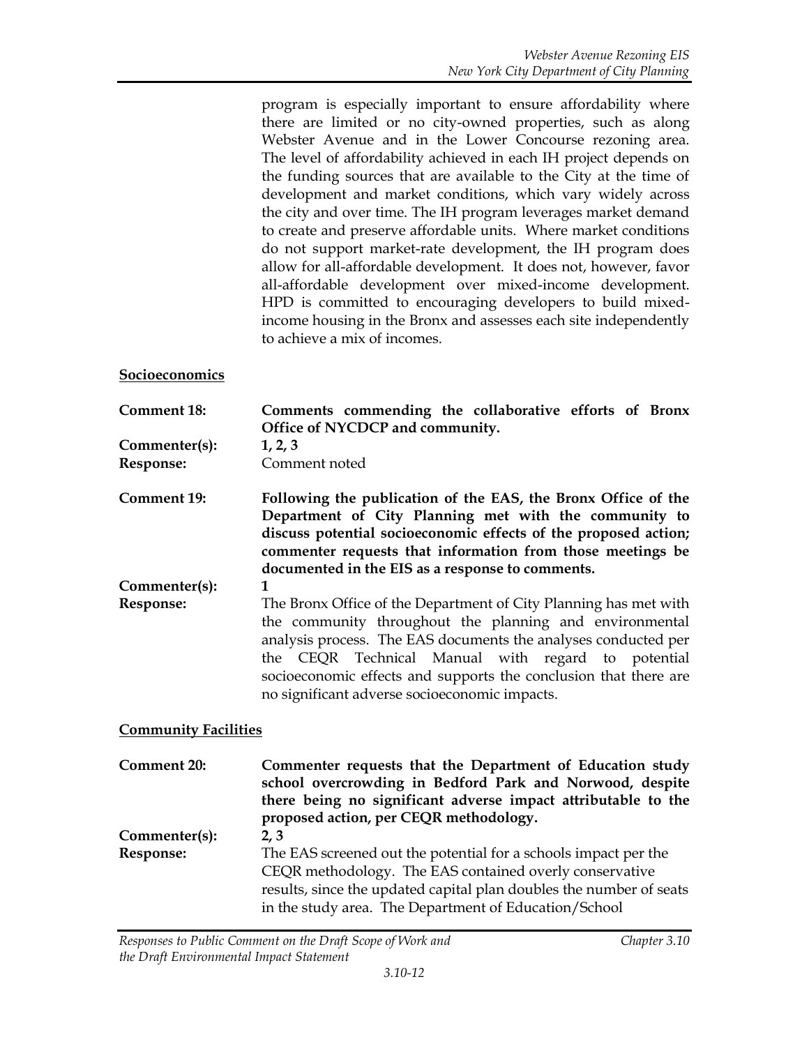program is especially important to ensure affordability where there are limited or no city-owned properties, such as along Webster Avenue and in the Lower Concourse rezoning area. The level of affordability achieved in each IH project depends on the funding sources that are available to the City at the time of development and market conditions, which vary widely across the city and over time. The IH program leverages market demand to create and preserve affordable units. Where market conditions do not support market-rate development, the IH program does allow for all-affordable development. It does not, however, favor all-affordable development over mixed-income development. HPD is committed to encouraging developers to build mixed-income housing in the Bronx and assesses each site independently to achieve a mix of incomes.

**Socioeconomics**

**Comment 18:** **Comments commending the collaborative efforts of Bronx Office of NYCDCP and community.**

**Commenter(s):** **1, 2, 3**

**Response:** Comment noted

**Comment 19:** **Following the publication of the EAS, the Bronx Office of the Department of City Planning met with the community to discuss potential socioeconomic effects of the proposed action; commenter requests that information from those meetings be documented in the EIS as a response to comments.**

**Commenter(s):** **1**

**Response:** The Bronx Office of the Department of City Planning has met with the community throughout the planning and environmental analysis process. The EAS documents the analyses conducted per the CEQR Technical Manual with regard to potential socioeconomic effects and supports the conclusion that there are no significant adverse socioeconomic impacts.

**Community Facilities**

**Comment 20:** **Commenter requests that the Department of Education study school overcrowding in Bedford Park and Norwood, despite there being no significant adverse impact attributable to the proposed action, per CEQR methodology.**

**Commenter(s):** **2, 3**

**Response:** The EAS screened out the potential for a schools impact per the CEQR methodology. The EAS contained overly conservative results, since the updated capital plan doubles the number of seats in the study area. The Department of Education/School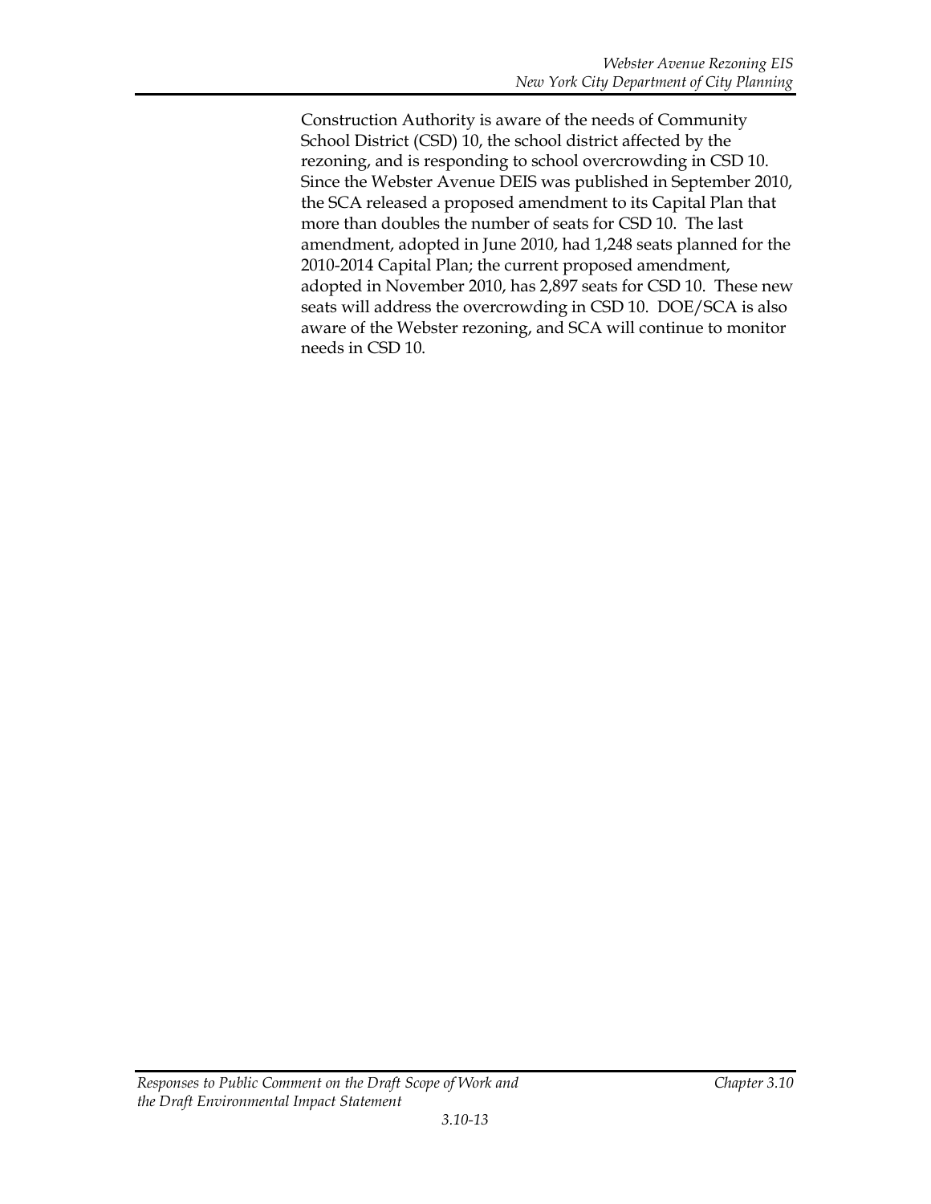Construction Authority is aware of the needs of Community School District (CSD) 10, the school district affected by the rezoning, and is responding to school overcrowding in CSD 10. Since the Webster Avenue DEIS was published in September 2010, the SCA released a proposed amendment to its Capital Plan that more than doubles the number of seats for CSD 10. The last amendment, adopted in June 2010, had 1,248 seats planned for the 2010-2014 Capital Plan; the current proposed amendment, adopted in November 2010, has 2,897 seats for CSD 10. These new seats will address the overcrowding in CSD 10. DOE/SCA is also aware of the Webster rezoning, and SCA will continue to monitor needs in CSD 10.